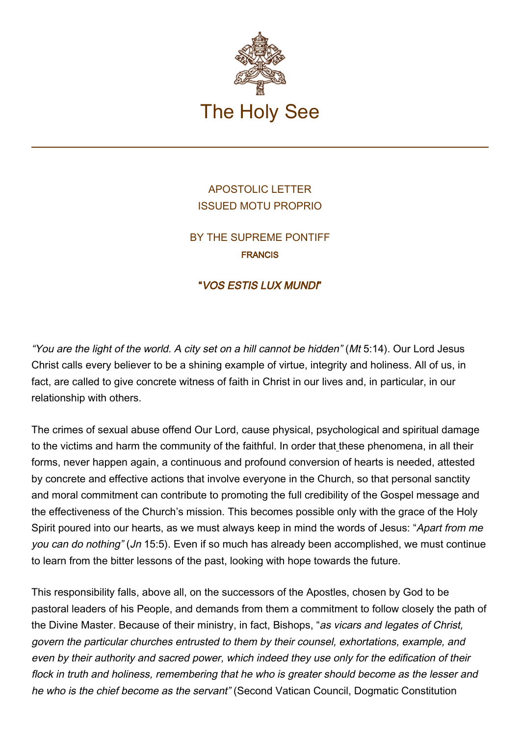# The Holy See

APOSTOLIC LETTER
ISSUED MOTU PROPRIO

BY THE SUPREME PONTIFF
**FRANCIS**

## "*VOS ESTIS LUX MUNDI*"

*"You are the light of the world. A city set on a hill cannot be hidden"* (*Mt* 5:14). Our Lord Jesus Christ calls every believer to be a shining example of virtue, integrity and holiness. All of us, in fact, are called to give concrete witness of faith in Christ in our lives and, in particular, in our relationship with others.

The crimes of sexual abuse offend Our Lord, cause physical, psychological and spiritual damage to the victims and harm the community of the faithful. In order that these phenomena, in all their forms, never happen again, a continuous and profound conversion of hearts is needed, attested by concrete and effective actions that involve everyone in the Church, so that personal sanctity and moral commitment can contribute to promoting the full credibility of the Gospel message and the effectiveness of the Church's mission. This becomes possible only with the grace of the Holy Spirit poured into our hearts, as we must always keep in mind the words of Jesus: "*Apart from me you can do nothing"* (*Jn* 15:5). Even if so much has already been accomplished, we must continue to learn from the bitter lessons of the past, looking with hope towards the future.

This responsibility falls, above all, on the successors of the Apostles, chosen by God to be pastoral leaders of his People, and demands from them a commitment to follow closely the path of the Divine Master. Because of their ministry, in fact, Bishops, "*as vicars and legates of Christ, govern the particular churches entrusted to them by their counsel, exhortations, example, and even by their authority and sacred power, which indeed they use only for the edification of their flock in truth and holiness, remembering that he who is greater should become as the lesser and he who is the chief become as the servant"* (Second Vatican Council, Dogmatic Constitution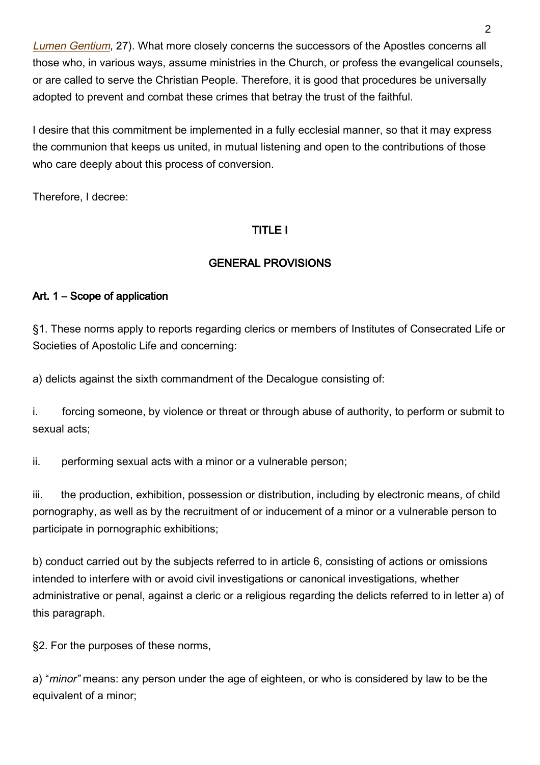*Lumen Gentium*, 27). What more closely concerns the successors of the Apostles concerns all those who, in various ways, assume ministries in the Church, or profess the evangelical counsels, or are called to serve the Christian People. Therefore, it is good that procedures be universally adopted to prevent and combat these crimes that betray the trust of the faithful.

I desire that this commitment be implemented in a fully ecclesial manner, so that it may express the communion that keeps us united, in mutual listening and open to the contributions of those who care deeply about this process of conversion.

Therefore, I decree:

## TITLE I

## GENERAL PROVISIONS

### Art. 1 – Scope of application

§1. These norms apply to reports regarding clerics or members of Institutes of Consecrated Life or Societies of Apostolic Life and concerning:

a) delicts against the sixth commandment of the Decalogue consisting of:

i. forcing someone, by violence or threat or through abuse of authority, to perform or submit to sexual acts;

ii. performing sexual acts with a minor or a vulnerable person;

iii. the production, exhibition, possession or distribution, including by electronic means, of child pornography, as well as by the recruitment of or inducement of a minor or a vulnerable person to participate in pornographic exhibitions;

b) conduct carried out by the subjects referred to in article 6, consisting of actions or omissions intended to interfere with or avoid civil investigations or canonical investigations, whether administrative or penal, against a cleric or a religious regarding the delicts referred to in letter a) of this paragraph.

§2. For the purposes of these norms,

a) "*minor*" means: any person under the age of eighteen, or who is considered by law to be the equivalent of a minor;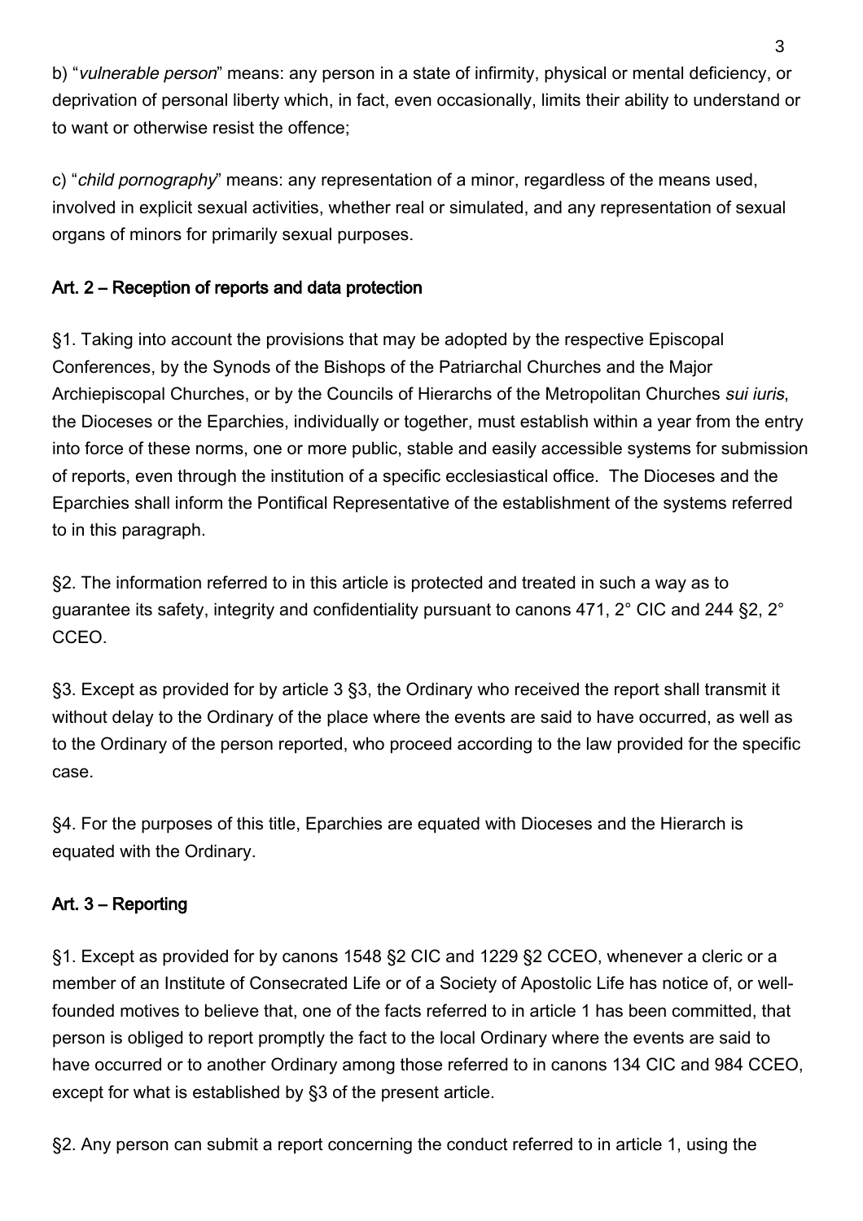b) "*vulnerable person*" means: any person in a state of infirmity, physical or mental deficiency, or deprivation of personal liberty which, in fact, even occasionally, limits their ability to understand or to want or otherwise resist the offence;

c) "*child pornography*" means: any representation of a minor, regardless of the means used, involved in explicit sexual activities, whether real or simulated, and any representation of sexual organs of minors for primarily sexual purposes.

## Art. 2 – Reception of reports and data protection

§1. Taking into account the provisions that may be adopted by the respective Episcopal Conferences, by the Synods of the Bishops of the Patriarchal Churches and the Major Archiepiscopal Churches, or by the Councils of Hierarchs of the Metropolitan Churches *sui iuris*, the Dioceses or the Eparchies, individually or together, must establish within a year from the entry into force of these norms, one or more public, stable and easily accessible systems for submission of reports, even through the institution of a specific ecclesiastical office. The Dioceses and the Eparchies shall inform the Pontifical Representative of the establishment of the systems referred to in this paragraph.

§2. The information referred to in this article is protected and treated in such a way as to guarantee its safety, integrity and confidentiality pursuant to canons 471, 2° CIC and 244 §2, 2° CCEO.

§3. Except as provided for by article 3 §3, the Ordinary who received the report shall transmit it without delay to the Ordinary of the place where the events are said to have occurred, as well as to the Ordinary of the person reported, who proceed according to the law provided for the specific case.

§4. For the purposes of this title, Eparchies are equated with Dioceses and the Hierarch is equated with the Ordinary.

## Art. 3 – Reporting

§1. Except as provided for by canons 1548 §2 CIC and 1229 §2 CCEO, whenever a cleric or a member of an Institute of Consecrated Life or of a Society of Apostolic Life has notice of, or well-founded motives to believe that, one of the facts referred to in article 1 has been committed, that person is obliged to report promptly the fact to the local Ordinary where the events are said to have occurred or to another Ordinary among those referred to in canons 134 CIC and 984 CCEO, except for what is established by §3 of the present article.

§2. Any person can submit a report concerning the conduct referred to in article 1, using the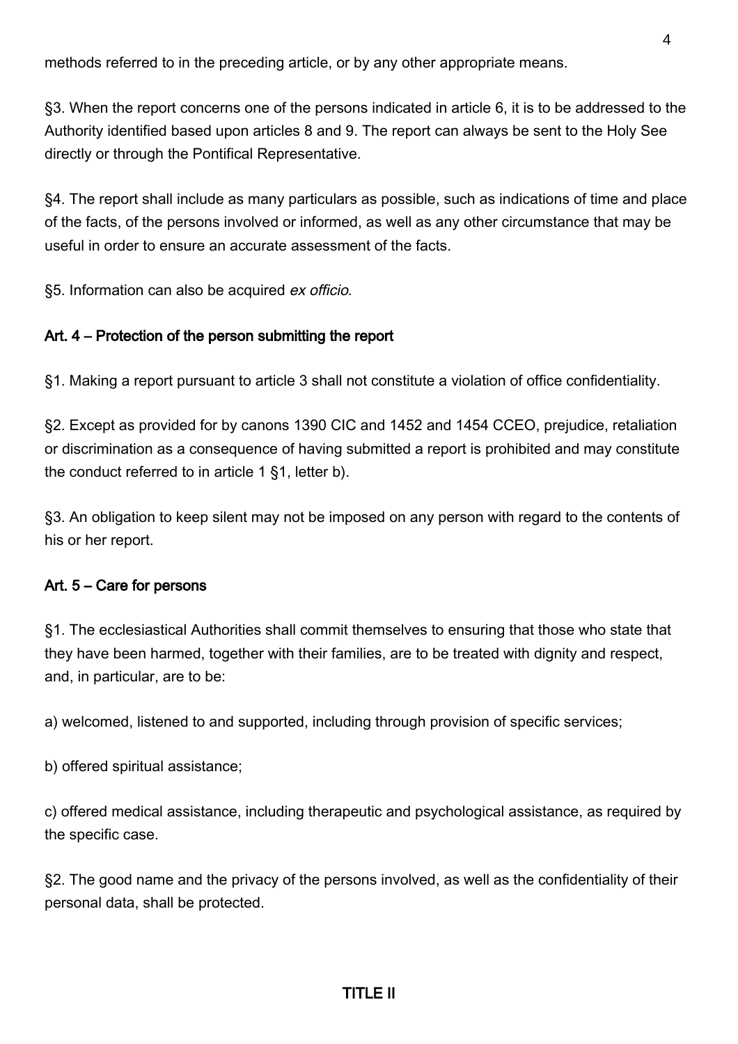methods referred to in the preceding article, or by any other appropriate means.

§3. When the report concerns one of the persons indicated in article 6, it is to be addressed to the Authority identified based upon articles 8 and 9. The report can always be sent to the Holy See directly or through the Pontifical Representative.

§4. The report shall include as many particulars as possible, such as indications of time and place of the facts, of the persons involved or informed, as well as any other circumstance that may be useful in order to ensure an accurate assessment of the facts.

§5. Information can also be acquired *ex officio*.

## Art. 4 – Protection of the person submitting the report

§1. Making a report pursuant to article 3 shall not constitute a violation of office confidentiality.

§2. Except as provided for by canons 1390 CIC and 1452 and 1454 CCEO, prejudice, retaliation or discrimination as a consequence of having submitted a report is prohibited and may constitute the conduct referred to in article 1 §1, letter b).

§3. An obligation to keep silent may not be imposed on any person with regard to the contents of his or her report.

## Art. 5 – Care for persons

§1. The ecclesiastical Authorities shall commit themselves to ensuring that those who state that they have been harmed, together with their families, are to be treated with dignity and respect, and, in particular, are to be:

a) welcomed, listened to and supported, including through provision of specific services;

b) offered spiritual assistance;

c) offered medical assistance, including therapeutic and psychological assistance, as required by the specific case.

§2. The good name and the privacy of the persons involved, as well as the confidentiality of their personal data, shall be protected.

# TITLE II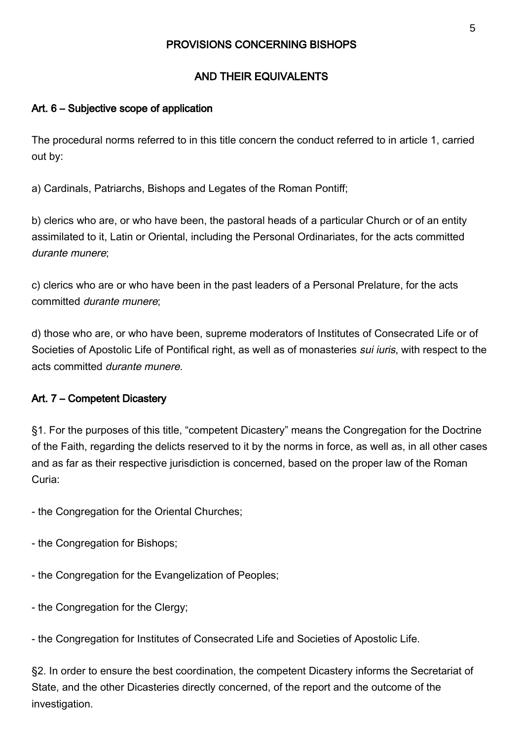## PROVISIONS CONCERNING BISHOPS

## AND THEIR EQUIVALENTS

### Art. 6 – Subjective scope of application

The procedural norms referred to in this title concern the conduct referred to in article 1, carried out by:

a) Cardinals, Patriarchs, Bishops and Legates of the Roman Pontiff;

b) clerics who are, or who have been, the pastoral heads of a particular Church or of an entity assimilated to it, Latin or Oriental, including the Personal Ordinariates, for the acts committed *durante munere*;

c) clerics who are or who have been in the past leaders of a Personal Prelature, for the acts committed *durante munere*;

d) those who are, or who have been, supreme moderators of Institutes of Consecrated Life or of Societies of Apostolic Life of Pontifical right, as well as of monasteries *sui iuris*, with respect to the acts committed *durante munere*.

### Art. 7 – Competent Dicastery

§1. For the purposes of this title, "competent Dicastery" means the Congregation for the Doctrine of the Faith, regarding the delicts reserved to it by the norms in force, as well as, in all other cases and as far as their respective jurisdiction is concerned, based on the proper law of the Roman Curia:

- the Congregation for the Oriental Churches;

- the Congregation for Bishops;

- the Congregation for the Evangelization of Peoples;

- the Congregation for the Clergy;

- the Congregation for Institutes of Consecrated Life and Societies of Apostolic Life.

§2. In order to ensure the best coordination, the competent Dicastery informs the Secretariat of State, and the other Dicasteries directly concerned, of the report and the outcome of the investigation.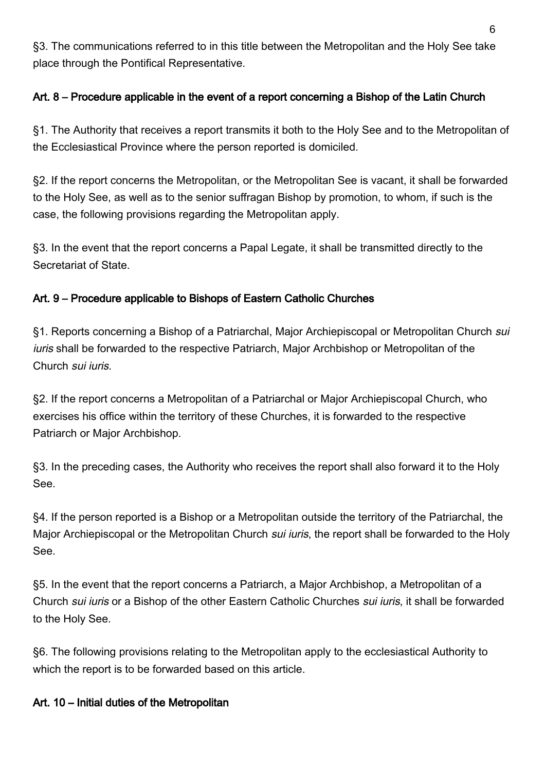§3. The communications referred to in this title between the Metropolitan and the Holy See take place through the Pontifical Representative.

### Art. 8 – Procedure applicable in the event of a report concerning a Bishop of the Latin Church

§1. The Authority that receives a report transmits it both to the Holy See and to the Metropolitan of the Ecclesiastical Province where the person reported is domiciled.

§2. If the report concerns the Metropolitan, or the Metropolitan See is vacant, it shall be forwarded to the Holy See, as well as to the senior suffragan Bishop by promotion, to whom, if such is the case, the following provisions regarding the Metropolitan apply.

§3. In the event that the report concerns a Papal Legate, it shall be transmitted directly to the Secretariat of State.

### Art. 9 – Procedure applicable to Bishops of Eastern Catholic Churches

§1. Reports concerning a Bishop of a Patriarchal, Major Archiepiscopal or Metropolitan Church *sui iuris* shall be forwarded to the respective Patriarch, Major Archbishop or Metropolitan of the Church *sui iuris*.

§2. If the report concerns a Metropolitan of a Patriarchal or Major Archiepiscopal Church, who exercises his office within the territory of these Churches, it is forwarded to the respective Patriarch or Major Archbishop.

§3. In the preceding cases, the Authority who receives the report shall also forward it to the Holy See.

§4. If the person reported is a Bishop or a Metropolitan outside the territory of the Patriarchal, the Major Archiepiscopal or the Metropolitan Church *sui iuris*, the report shall be forwarded to the Holy See.

§5. In the event that the report concerns a Patriarch, a Major Archbishop, a Metropolitan of a Church *sui iuris* or a Bishop of the other Eastern Catholic Churches *sui iuris*, it shall be forwarded to the Holy See.

§6. The following provisions relating to the Metropolitan apply to the ecclesiastical Authority to which the report is to be forwarded based on this article.

### Art. 10 – Initial duties of the Metropolitan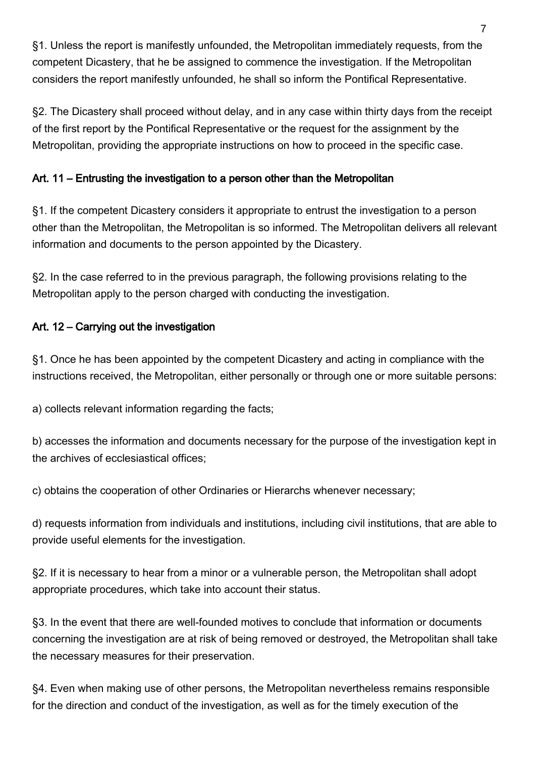§1. Unless the report is manifestly unfounded, the Metropolitan immediately requests, from the competent Dicastery, that he be assigned to commence the investigation. If the Metropolitan considers the report manifestly unfounded, he shall so inform the Pontifical Representative.

§2. The Dicastery shall proceed without delay, and in any case within thirty days from the receipt of the first report by the Pontifical Representative or the request for the assignment by the Metropolitan, providing the appropriate instructions on how to proceed in the specific case.

### Art. 11 – Entrusting the investigation to a person other than the Metropolitan

§1. If the competent Dicastery considers it appropriate to entrust the investigation to a person other than the Metropolitan, the Metropolitan is so informed. The Metropolitan delivers all relevant information and documents to the person appointed by the Dicastery.

§2. In the case referred to in the previous paragraph, the following provisions relating to the Metropolitan apply to the person charged with conducting the investigation.

### Art. 12 – Carrying out the investigation

§1. Once he has been appointed by the competent Dicastery and acting in compliance with the instructions received, the Metropolitan, either personally or through one or more suitable persons:

a) collects relevant information regarding the facts;

b) accesses the information and documents necessary for the purpose of the investigation kept in the archives of ecclesiastical offices;

c) obtains the cooperation of other Ordinaries or Hierarchs whenever necessary;

d) requests information from individuals and institutions, including civil institutions, that are able to provide useful elements for the investigation.

§2. If it is necessary to hear from a minor or a vulnerable person, the Metropolitan shall adopt appropriate procedures, which take into account their status.

§3. In the event that there are well-founded motives to conclude that information or documents concerning the investigation are at risk of being removed or destroyed, the Metropolitan shall take the necessary measures for their preservation.

§4. Even when making use of other persons, the Metropolitan nevertheless remains responsible for the direction and conduct of the investigation, as well as for the timely execution of the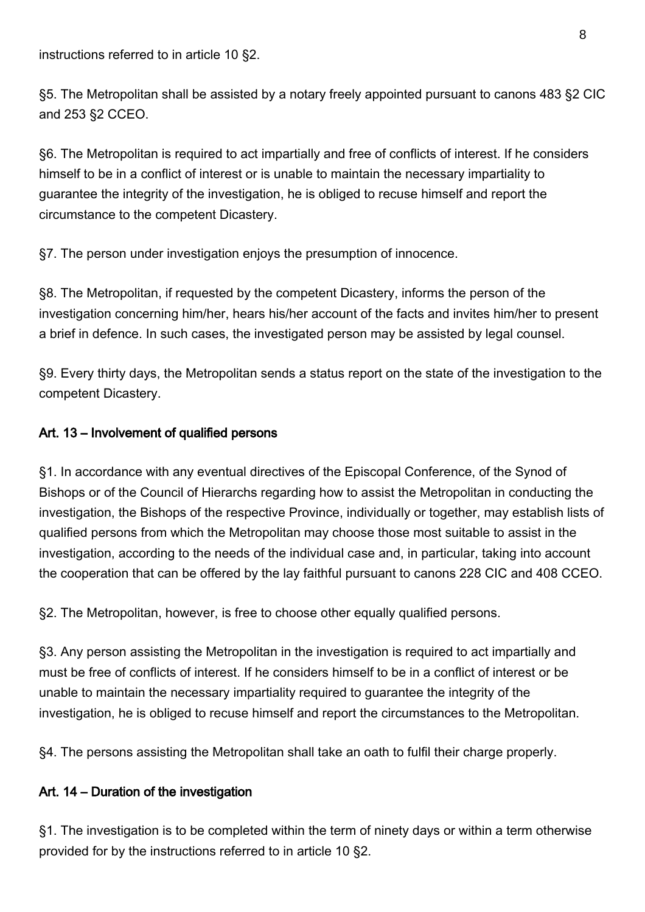instructions referred to in article 10 §2.

§5. The Metropolitan shall be assisted by a notary freely appointed pursuant to canons 483 §2 CIC and 253 §2 CCEO.

§6. The Metropolitan is required to act impartially and free of conflicts of interest. If he considers himself to be in a conflict of interest or is unable to maintain the necessary impartiality to guarantee the integrity of the investigation, he is obliged to recuse himself and report the circumstance to the competent Dicastery.

§7. The person under investigation enjoys the presumption of innocence.

§8. The Metropolitan, if requested by the competent Dicastery, informs the person of the investigation concerning him/her, hears his/her account of the facts and invites him/her to present a brief in defence. In such cases, the investigated person may be assisted by legal counsel.

§9. Every thirty days, the Metropolitan sends a status report on the state of the investigation to the competent Dicastery.

### Art. 13 – Involvement of qualified persons

§1. In accordance with any eventual directives of the Episcopal Conference, of the Synod of Bishops or of the Council of Hierarchs regarding how to assist the Metropolitan in conducting the investigation, the Bishops of the respective Province, individually or together, may establish lists of qualified persons from which the Metropolitan may choose those most suitable to assist in the investigation, according to the needs of the individual case and, in particular, taking into account the cooperation that can be offered by the lay faithful pursuant to canons 228 CIC and 408 CCEO.

§2. The Metropolitan, however, is free to choose other equally qualified persons.

§3. Any person assisting the Metropolitan in the investigation is required to act impartially and must be free of conflicts of interest. If he considers himself to be in a conflict of interest or be unable to maintain the necessary impartiality required to guarantee the integrity of the investigation, he is obliged to recuse himself and report the circumstances to the Metropolitan.

§4. The persons assisting the Metropolitan shall take an oath to fulfil their charge properly.

### Art. 14 – Duration of the investigation

§1. The investigation is to be completed within the term of ninety days or within a term otherwise provided for by the instructions referred to in article 10 §2.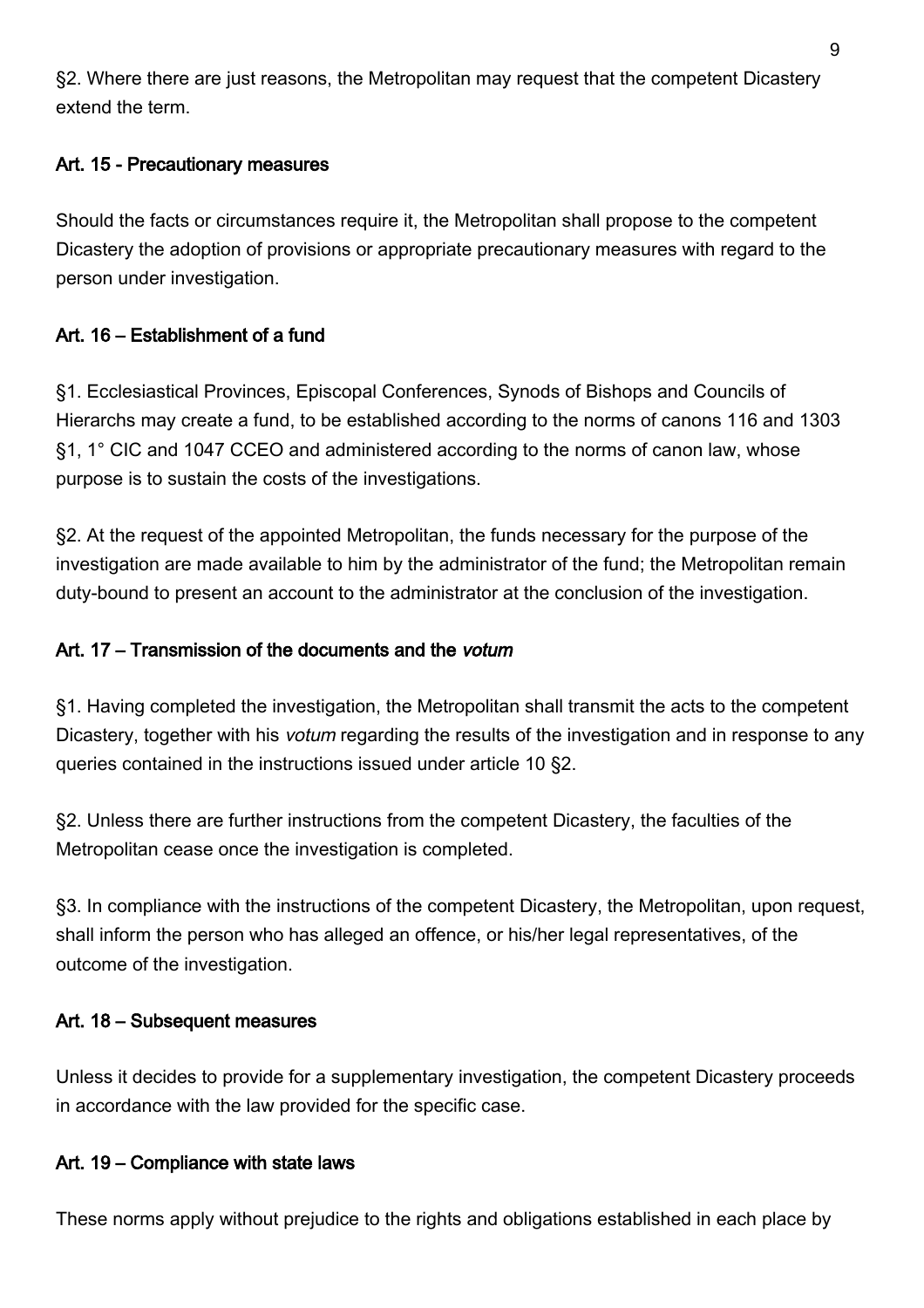§2. Where there are just reasons, the Metropolitan may request that the competent Dicastery extend the term.

### Art. 15 - Precautionary measures

Should the facts or circumstances require it, the Metropolitan shall propose to the competent Dicastery the adoption of provisions or appropriate precautionary measures with regard to the person under investigation.

### Art. 16 – Establishment of a fund

§1. Ecclesiastical Provinces, Episcopal Conferences, Synods of Bishops and Councils of Hierarchs may create a fund, to be established according to the norms of canons 116 and 1303 §1, 1° CIC and 1047 CCEO and administered according to the norms of canon law, whose purpose is to sustain the costs of the investigations.

§2. At the request of the appointed Metropolitan, the funds necessary for the purpose of the investigation are made available to him by the administrator of the fund; the Metropolitan remain duty-bound to present an account to the administrator at the conclusion of the investigation.

### Art. 17 – Transmission of the documents and the *votum*

§1. Having completed the investigation, the Metropolitan shall transmit the acts to the competent Dicastery, together with his *votum* regarding the results of the investigation and in response to any queries contained in the instructions issued under article 10 §2.

§2. Unless there are further instructions from the competent Dicastery, the faculties of the Metropolitan cease once the investigation is completed.

§3. In compliance with the instructions of the competent Dicastery, the Metropolitan, upon request, shall inform the person who has alleged an offence, or his/her legal representatives, of the outcome of the investigation.

### Art. 18 – Subsequent measures

Unless it decides to provide for a supplementary investigation, the competent Dicastery proceeds in accordance with the law provided for the specific case.

### Art. 19 – Compliance with state laws

These norms apply without prejudice to the rights and obligations established in each place by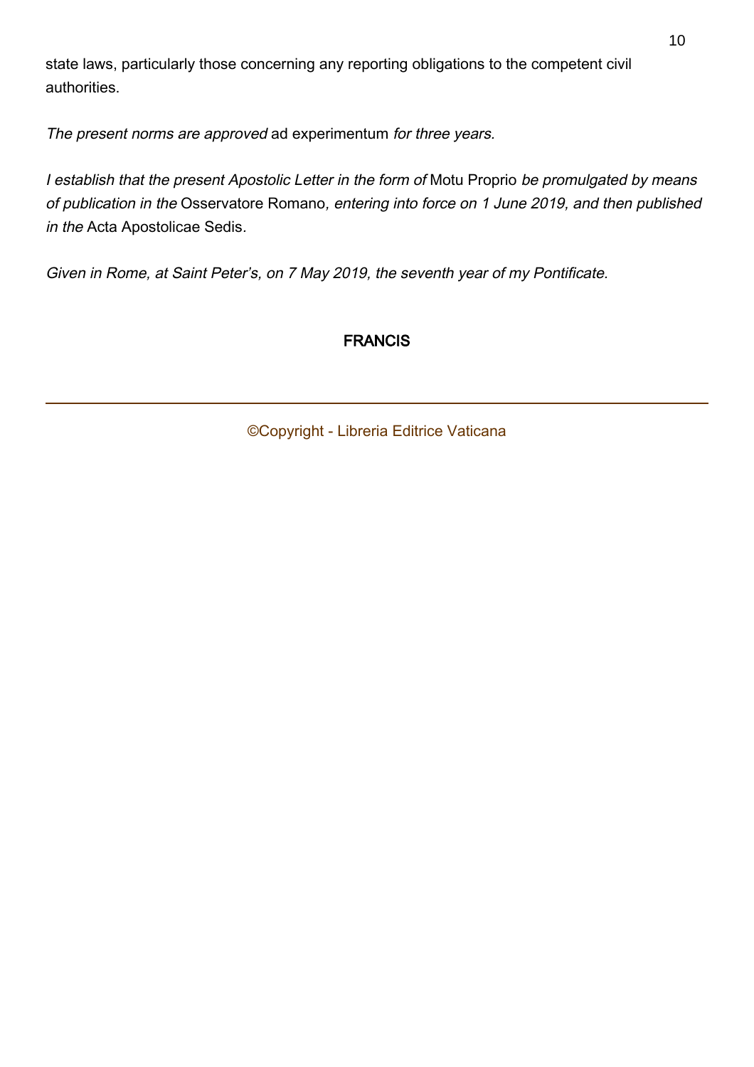state laws, particularly those concerning any reporting obligations to the competent civil authorities.

*The present norms are approved* ad experimentum *for three years.*

*I establish that the present Apostolic Letter in the form of* Motu Proprio *be promulgated by means of publication in the* Osservatore Romano*, entering into force on 1 June 2019, and then published in the* Acta Apostolicae Sedis.

*Given in Rome, at Saint Peter's, on 7 May 2019, the seventh year of my Pontificate.*

**FRANCIS**

---

©Copyright - Libreria Editrice Vaticana